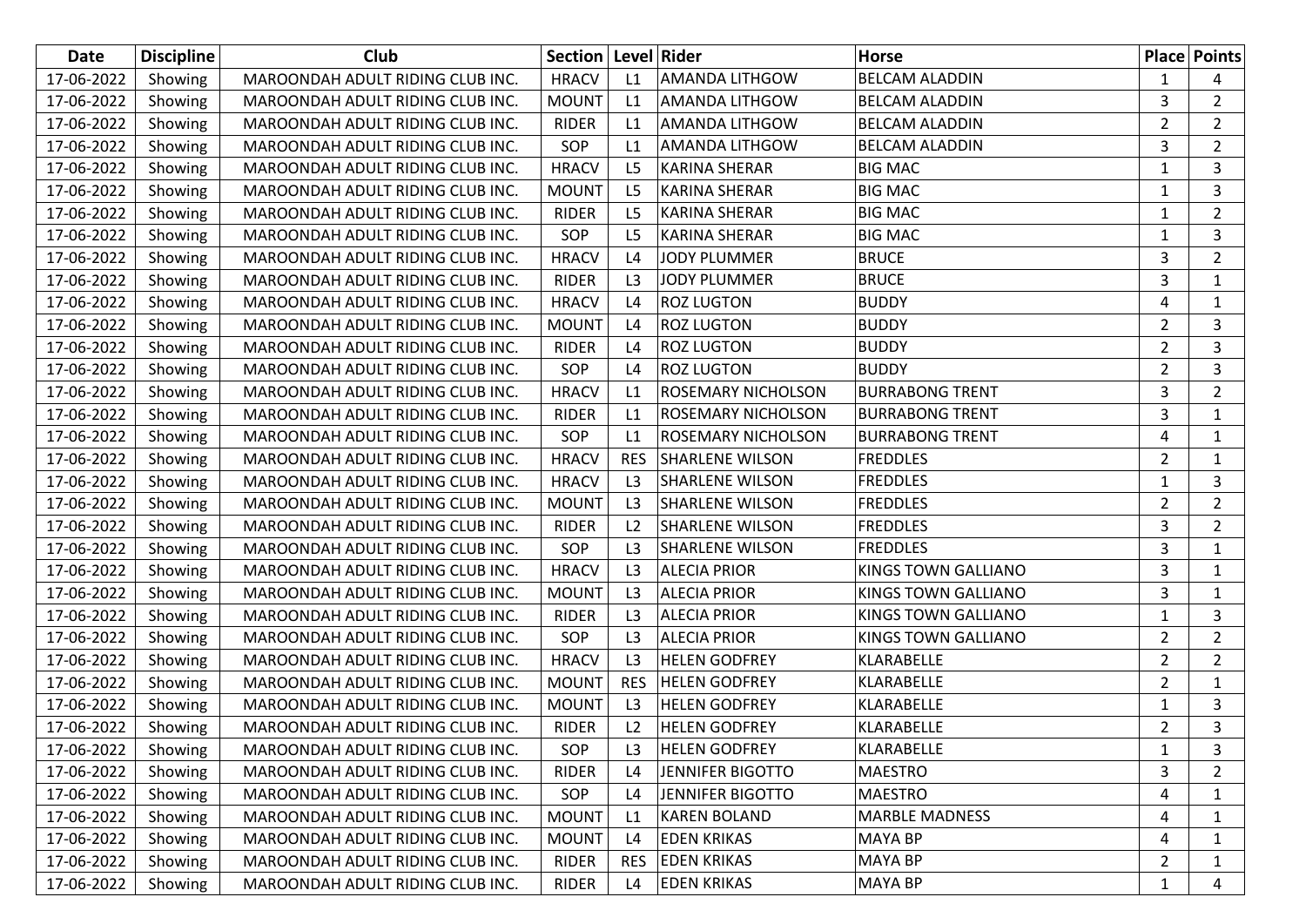| Date | Discipline | Club | Section | Level | Rider | Horse | Place | Points |
|---|---|---|---|---|---|---|---|---|
| 17-06-2022 | Showing | MAROONDAH ADULT RIDING CLUB INC. | HRACV | L1 | AMANDA LITHGOW | BELCAM ALADDIN | 1 | 4 |
| 17-06-2022 | Showing | MAROONDAH ADULT RIDING CLUB INC. | MOUNT | L1 | AMANDA LITHGOW | BELCAM ALADDIN | 3 | 2 |
| 17-06-2022 | Showing | MAROONDAH ADULT RIDING CLUB INC. | RIDER | L1 | AMANDA LITHGOW | BELCAM ALADDIN | 2 | 2 |
| 17-06-2022 | Showing | MAROONDAH ADULT RIDING CLUB INC. | SOP | L1 | AMANDA LITHGOW | BELCAM ALADDIN | 3 | 2 |
| 17-06-2022 | Showing | MAROONDAH ADULT RIDING CLUB INC. | HRACV | L5 | KARINA SHERAR | BIG MAC | 1 | 3 |
| 17-06-2022 | Showing | MAROONDAH ADULT RIDING CLUB INC. | MOUNT | L5 | KARINA SHERAR | BIG MAC | 1 | 3 |
| 17-06-2022 | Showing | MAROONDAH ADULT RIDING CLUB INC. | RIDER | L5 | KARINA SHERAR | BIG MAC | 1 | 2 |
| 17-06-2022 | Showing | MAROONDAH ADULT RIDING CLUB INC. | SOP | L5 | KARINA SHERAR | BIG MAC | 1 | 3 |
| 17-06-2022 | Showing | MAROONDAH ADULT RIDING CLUB INC. | HRACV | L4 | JODY PLUMMER | BRUCE | 3 | 2 |
| 17-06-2022 | Showing | MAROONDAH ADULT RIDING CLUB INC. | RIDER | L3 | JODY PLUMMER | BRUCE | 3 | 1 |
| 17-06-2022 | Showing | MAROONDAH ADULT RIDING CLUB INC. | HRACV | L4 | ROZ LUGTON | BUDDY | 4 | 1 |
| 17-06-2022 | Showing | MAROONDAH ADULT RIDING CLUB INC. | MOUNT | L4 | ROZ LUGTON | BUDDY | 2 | 3 |
| 17-06-2022 | Showing | MAROONDAH ADULT RIDING CLUB INC. | RIDER | L4 | ROZ LUGTON | BUDDY | 2 | 3 |
| 17-06-2022 | Showing | MAROONDAH ADULT RIDING CLUB INC. | SOP | L4 | ROZ LUGTON | BUDDY | 2 | 3 |
| 17-06-2022 | Showing | MAROONDAH ADULT RIDING CLUB INC. | HRACV | L1 | ROSEMARY NICHOLSON | BURRABONG TRENT | 3 | 2 |
| 17-06-2022 | Showing | MAROONDAH ADULT RIDING CLUB INC. | RIDER | L1 | ROSEMARY NICHOLSON | BURRABONG TRENT | 3 | 1 |
| 17-06-2022 | Showing | MAROONDAH ADULT RIDING CLUB INC. | SOP | L1 | ROSEMARY NICHOLSON | BURRABONG TRENT | 4 | 1 |
| 17-06-2022 | Showing | MAROONDAH ADULT RIDING CLUB INC. | HRACV | RES | SHARLENE WILSON | FREDDLES | 2 | 1 |
| 17-06-2022 | Showing | MAROONDAH ADULT RIDING CLUB INC. | HRACV | L3 | SHARLENE WILSON | FREDDLES | 1 | 3 |
| 17-06-2022 | Showing | MAROONDAH ADULT RIDING CLUB INC. | MOUNT | L3 | SHARLENE WILSON | FREDDLES | 2 | 2 |
| 17-06-2022 | Showing | MAROONDAH ADULT RIDING CLUB INC. | RIDER | L2 | SHARLENE WILSON | FREDDLES | 3 | 2 |
| 17-06-2022 | Showing | MAROONDAH ADULT RIDING CLUB INC. | SOP | L3 | SHARLENE WILSON | FREDDLES | 3 | 1 |
| 17-06-2022 | Showing | MAROONDAH ADULT RIDING CLUB INC. | HRACV | L3 | ALECIA PRIOR | KINGS TOWN GALLIANO | 3 | 1 |
| 17-06-2022 | Showing | MAROONDAH ADULT RIDING CLUB INC. | MOUNT | L3 | ALECIA PRIOR | KINGS TOWN GALLIANO | 3 | 1 |
| 17-06-2022 | Showing | MAROONDAH ADULT RIDING CLUB INC. | RIDER | L3 | ALECIA PRIOR | KINGS TOWN GALLIANO | 1 | 3 |
| 17-06-2022 | Showing | MAROONDAH ADULT RIDING CLUB INC. | SOP | L3 | ALECIA PRIOR | KINGS TOWN GALLIANO | 2 | 2 |
| 17-06-2022 | Showing | MAROONDAH ADULT RIDING CLUB INC. | HRACV | L3 | HELEN GODFREY | KLARABELLE | 2 | 2 |
| 17-06-2022 | Showing | MAROONDAH ADULT RIDING CLUB INC. | MOUNT | RES | HELEN GODFREY | KLARABELLE | 2 | 1 |
| 17-06-2022 | Showing | MAROONDAH ADULT RIDING CLUB INC. | MOUNT | L3 | HELEN GODFREY | KLARABELLE | 1 | 3 |
| 17-06-2022 | Showing | MAROONDAH ADULT RIDING CLUB INC. | RIDER | L2 | HELEN GODFREY | KLARABELLE | 2 | 3 |
| 17-06-2022 | Showing | MAROONDAH ADULT RIDING CLUB INC. | SOP | L3 | HELEN GODFREY | KLARABELLE | 1 | 3 |
| 17-06-2022 | Showing | MAROONDAH ADULT RIDING CLUB INC. | RIDER | L4 | JENNIFER BIGOTTO | MAESTRO | 3 | 2 |
| 17-06-2022 | Showing | MAROONDAH ADULT RIDING CLUB INC. | SOP | L4 | JENNIFER BIGOTTO | MAESTRO | 4 | 1 |
| 17-06-2022 | Showing | MAROONDAH ADULT RIDING CLUB INC. | MOUNT | L1 | KAREN BOLAND | MARBLE MADNESS | 4 | 1 |
| 17-06-2022 | Showing | MAROONDAH ADULT RIDING CLUB INC. | MOUNT | L4 | EDEN KRIKAS | MAYA BP | 4 | 1 |
| 17-06-2022 | Showing | MAROONDAH ADULT RIDING CLUB INC. | RIDER | RES | EDEN KRIKAS | MAYA BP | 2 | 1 |
| 17-06-2022 | Showing | MAROONDAH ADULT RIDING CLUB INC. | RIDER | L4 | EDEN KRIKAS | MAYA BP | 1 | 4 |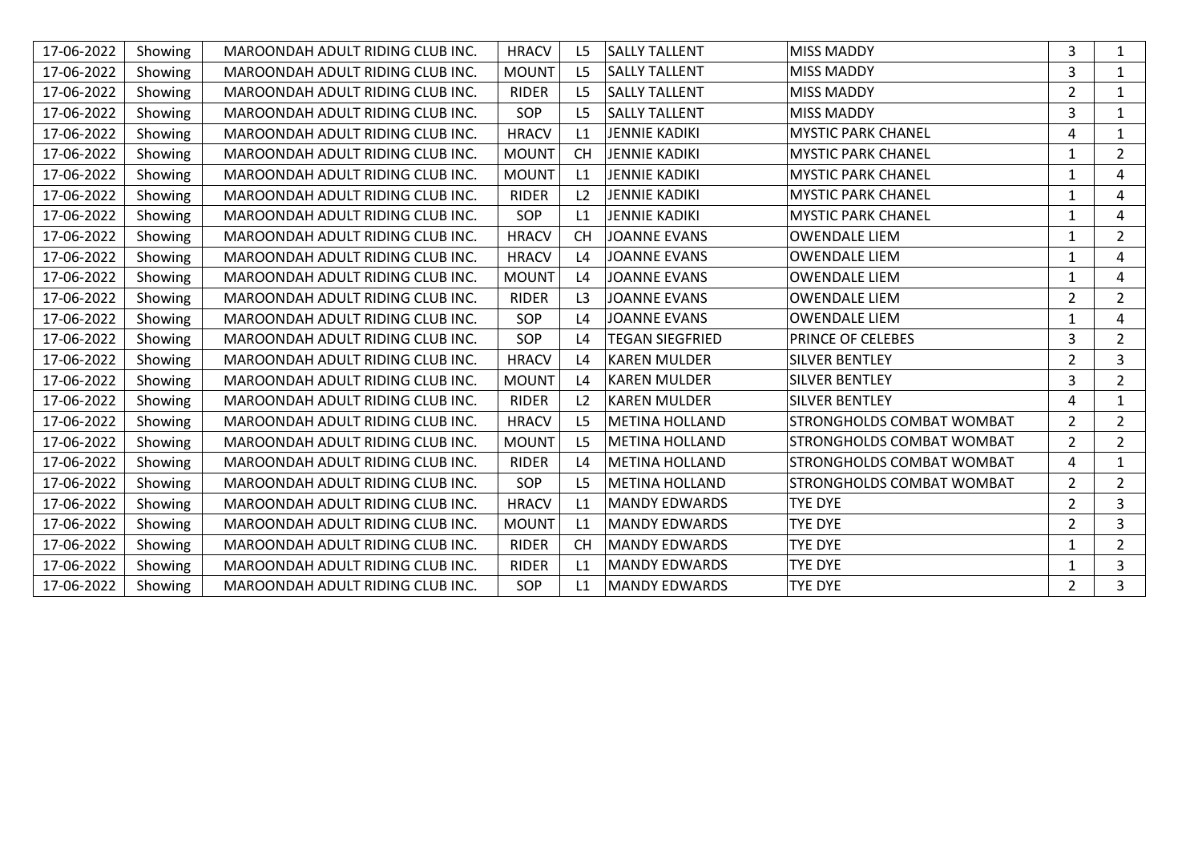| | | | | | | | | |
|---|---|---|---|---|---|---|---|---|
| 17-06-2022 | Showing | MAROONDAH ADULT RIDING CLUB INC. | HRACV | L5 | SALLY TALLENT | MISS MADDY | 3 | 1 |
| 17-06-2022 | Showing | MAROONDAH ADULT RIDING CLUB INC. | MOUNT | L5 | SALLY TALLENT | MISS MADDY | 3 | 1 |
| 17-06-2022 | Showing | MAROONDAH ADULT RIDING CLUB INC. | RIDER | L5 | SALLY TALLENT | MISS MADDY | 2 | 1 |
| 17-06-2022 | Showing | MAROONDAH ADULT RIDING CLUB INC. | SOP | L5 | SALLY TALLENT | MISS MADDY | 3 | 1 |
| 17-06-2022 | Showing | MAROONDAH ADULT RIDING CLUB INC. | HRACV | L1 | JENNIE KADIKI | MYSTIC PARK CHANEL | 4 | 1 |
| 17-06-2022 | Showing | MAROONDAH ADULT RIDING CLUB INC. | MOUNT | CH | JENNIE KADIKI | MYSTIC PARK CHANEL | 1 | 2 |
| 17-06-2022 | Showing | MAROONDAH ADULT RIDING CLUB INC. | MOUNT | L1 | JENNIE KADIKI | MYSTIC PARK CHANEL | 1 | 4 |
| 17-06-2022 | Showing | MAROONDAH ADULT RIDING CLUB INC. | RIDER | L2 | JENNIE KADIKI | MYSTIC PARK CHANEL | 1 | 4 |
| 17-06-2022 | Showing | MAROONDAH ADULT RIDING CLUB INC. | SOP | L1 | JENNIE KADIKI | MYSTIC PARK CHANEL | 1 | 4 |
| 17-06-2022 | Showing | MAROONDAH ADULT RIDING CLUB INC. | HRACV | CH | JOANNE EVANS | OWENDALE LIEM | 1 | 2 |
| 17-06-2022 | Showing | MAROONDAH ADULT RIDING CLUB INC. | HRACV | L4 | JOANNE EVANS | OWENDALE LIEM | 1 | 4 |
| 17-06-2022 | Showing | MAROONDAH ADULT RIDING CLUB INC. | MOUNT | L4 | JOANNE EVANS | OWENDALE LIEM | 1 | 4 |
| 17-06-2022 | Showing | MAROONDAH ADULT RIDING CLUB INC. | RIDER | L3 | JOANNE EVANS | OWENDALE LIEM | 2 | 2 |
| 17-06-2022 | Showing | MAROONDAH ADULT RIDING CLUB INC. | SOP | L4 | JOANNE EVANS | OWENDALE LIEM | 1 | 4 |
| 17-06-2022 | Showing | MAROONDAH ADULT RIDING CLUB INC. | SOP | L4 | TEGAN SIEGFRIED | PRINCE OF CELEBES | 3 | 2 |
| 17-06-2022 | Showing | MAROONDAH ADULT RIDING CLUB INC. | HRACV | L4 | KAREN MULDER | SILVER BENTLEY | 2 | 3 |
| 17-06-2022 | Showing | MAROONDAH ADULT RIDING CLUB INC. | MOUNT | L4 | KAREN MULDER | SILVER BENTLEY | 3 | 2 |
| 17-06-2022 | Showing | MAROONDAH ADULT RIDING CLUB INC. | RIDER | L2 | KAREN MULDER | SILVER BENTLEY | 4 | 1 |
| 17-06-2022 | Showing | MAROONDAH ADULT RIDING CLUB INC. | HRACV | L5 | METINA HOLLAND | STRONGHOLDS COMBAT WOMBAT | 2 | 2 |
| 17-06-2022 | Showing | MAROONDAH ADULT RIDING CLUB INC. | MOUNT | L5 | METINA HOLLAND | STRONGHOLDS COMBAT WOMBAT | 2 | 2 |
| 17-06-2022 | Showing | MAROONDAH ADULT RIDING CLUB INC. | RIDER | L4 | METINA HOLLAND | STRONGHOLDS COMBAT WOMBAT | 4 | 1 |
| 17-06-2022 | Showing | MAROONDAH ADULT RIDING CLUB INC. | SOP | L5 | METINA HOLLAND | STRONGHOLDS COMBAT WOMBAT | 2 | 2 |
| 17-06-2022 | Showing | MAROONDAH ADULT RIDING CLUB INC. | HRACV | L1 | MANDY EDWARDS | TYE DYE | 2 | 3 |
| 17-06-2022 | Showing | MAROONDAH ADULT RIDING CLUB INC. | MOUNT | L1 | MANDY EDWARDS | TYE DYE | 2 | 3 |
| 17-06-2022 | Showing | MAROONDAH ADULT RIDING CLUB INC. | RIDER | CH | MANDY EDWARDS | TYE DYE | 1 | 2 |
| 17-06-2022 | Showing | MAROONDAH ADULT RIDING CLUB INC. | RIDER | L1 | MANDY EDWARDS | TYE DYE | 1 | 3 |
| 17-06-2022 | Showing | MAROONDAH ADULT RIDING CLUB INC. | SOP | L1 | MANDY EDWARDS | TYE DYE | 2 | 3 |